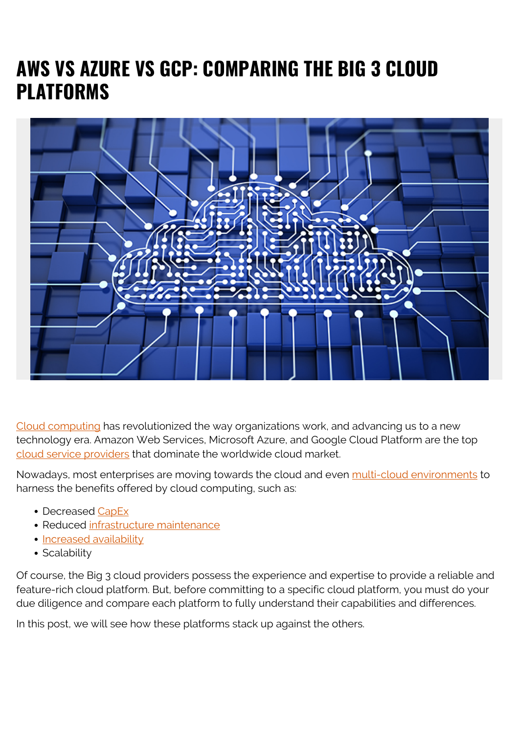# AWS VS AZURE VS GCP: COMPARING THE BIG 3 CLOUD PLATFORMS

Cloud computing has revolutionized the way organizations work, and advancing us to a new technology era. Amazon Web Services, Microsoft Azure, and Google Cloud Platform are the top cloud service providers that dominate the worldwide cloud market.

Nowadays, most enterprises are moving towards the cloud and even multi-cloud environments to harness the benefits offered by cloud computing, such as:

- Decreased CapEx
- Reduced infrastructure maintenance
- Increased availability
- Scalability

Of course, the Big 3 cloud providers possess the experience and expertise to provide a reliable and feature-rich cloud platform. But, before committing to a specific cloud platform, you must do your due diligence and compare each platform to fully understand their capabilities and differences.

In this post, we will see how these platforms stack up against the others.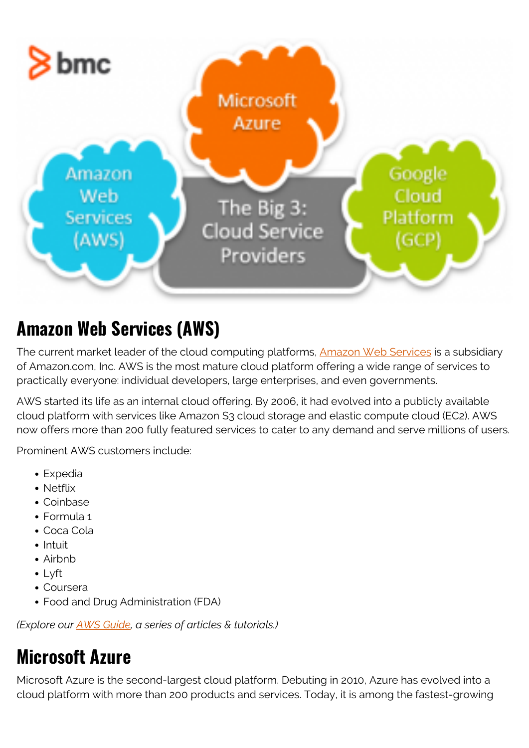## Amazon Web Services (AWS)

The current market leader of the cloud computing platforms, Amazon Web Services is a subsidiary of Amazon.com, Inc. AWS is the most mature cloud platform offering a wide range of services to practically everyone: individual developers, large enterprises, and even governments.

AWS started its life as an internal cloud offering. By 2006, it had evolved into a publicly available cloud platform with services like Amazon S3 cloud storage and elastic compute cloud (EC2). AWS now offers more than 200 fully featured services to cater to any demand and serve millions of users.

Prominent AWS customers include:

- Expedia
- Netflix
- Coinbase
- Formula 1
- Coca Cola
- Intuit
- Airbnb
- Lyft
- Coursera
- Food and Drug Administration (FDA)

*(Explore our AWS Guide, a series of articles & tutorials.)*

## Microsoft Azure

Microsoft Azure is the second-largest cloud platform. Debuting in 2010, Azure has evolved into a cloud platform with more than 200 products and services. Today, it is among the fastest-growing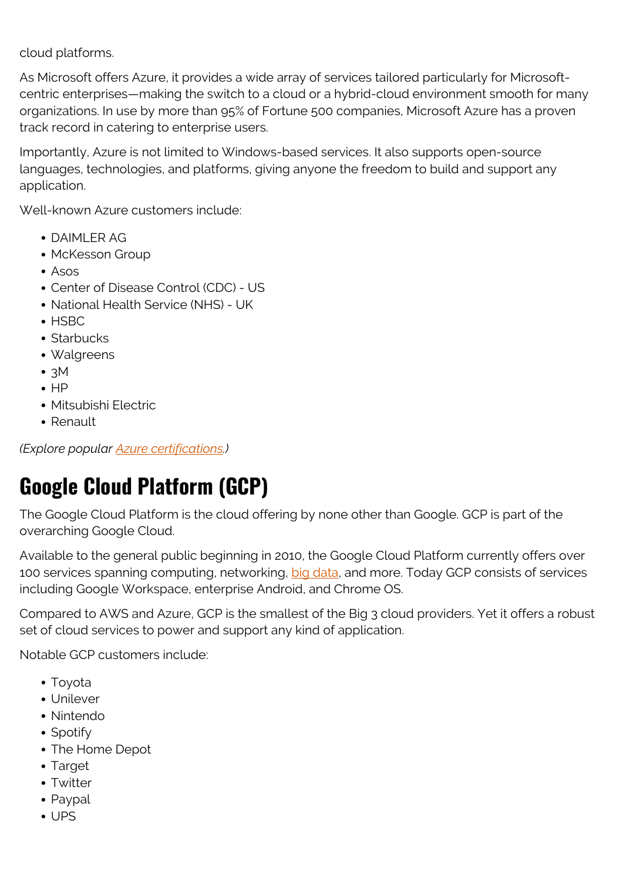cloud platforms.

As Microsoft offers Azure, it provides a wide array of services tailored particularly for Microsoft-centric enterprises—making the switch to a cloud or a hybrid-cloud environment smooth for many organizations. In use by more than 95% of Fortune 500 companies, Microsoft Azure has a proven track record in catering to enterprise users.

Importantly, Azure is not limited to Windows-based services. It also supports open-source languages, technologies, and platforms, giving anyone the freedom to build and support any application.

Well-known Azure customers include:

- DAIMLER AG
- McKesson Group
- Asos
- Center of Disease Control (CDC) - US
- National Health Service (NHS) - UK
- HSBC
- Starbucks
- Walgreens
- 3M
- HP
- Mitsubishi Electric
- Renault

*(Explore popular Azure certifications.)*

## Google Cloud Platform (GCP)

The Google Cloud Platform is the cloud offering by none other than Google. GCP is part of the overarching Google Cloud.

Available to the general public beginning in 2010, the Google Cloud Platform currently offers over 100 services spanning computing, networking, big data, and more. Today GCP consists of services including Google Workspace, enterprise Android, and Chrome OS.

Compared to AWS and Azure, GCP is the smallest of the Big 3 cloud providers. Yet it offers a robust set of cloud services to power and support any kind of application.

Notable GCP customers include:

- Toyota
- Unilever
- Nintendo
- Spotify
- The Home Depot
- Target
- Twitter
- Paypal
- UPS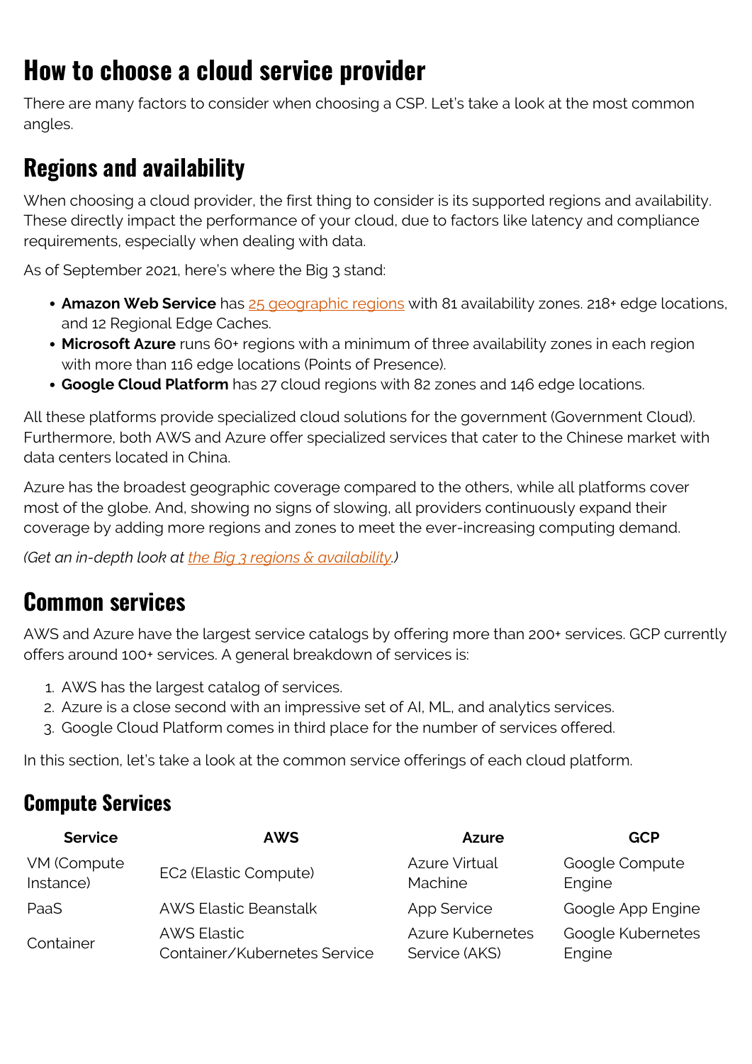# How to choose a cloud service provider

There are many factors to consider when choosing a CSP. Let's take a look at the most common angles.

## Regions and availability

When choosing a cloud provider, the first thing to consider is its supported regions and availability. These directly impact the performance of your cloud, due to factors like latency and compliance requirements, especially when dealing with data.

As of September 2021, here's where the Big 3 stand:

- **Amazon Web Service** has 25 geographic regions with 81 availability zones. 218+ edge locations, and 12 Regional Edge Caches.
- **Microsoft Azure** runs 60+ regions with a minimum of three availability zones in each region with more than 116 edge locations (Points of Presence).
- **Google Cloud Platform** has 27 cloud regions with 82 zones and 146 edge locations.

All these platforms provide specialized cloud solutions for the government (Government Cloud). Furthermore, both AWS and Azure offer specialized services that cater to the Chinese market with data centers located in China.

Azure has the broadest geographic coverage compared to the others, while all platforms cover most of the globe. And, showing no signs of slowing, all providers continuously expand their coverage by adding more regions and zones to meet the ever-increasing computing demand.

*(Get an in-depth look at the Big 3 regions & availability.)*

## Common services

AWS and Azure have the largest service catalogs by offering more than 200+ services. GCP currently offers around 100+ services. A general breakdown of services is:

1. AWS has the largest catalog of services.
2. Azure is a close second with an impressive set of AI, ML, and analytics services.
3. Google Cloud Platform comes in third place for the number of services offered.

In this section, let's take a look at the common service offerings of each cloud platform.

### Compute Services

| Service | AWS | Azure | GCP |
| --- | --- | --- | --- |
| VM (Compute Instance) | EC2 (Elastic Compute) | Azure Virtual Machine | Google Compute Engine |
| PaaS | AWS Elastic Beanstalk | App Service | Google App Engine |
| Container | AWS Elastic Container/Kubernetes Service | Azure Kubernetes Service (AKS) | Google Kubernetes Engine |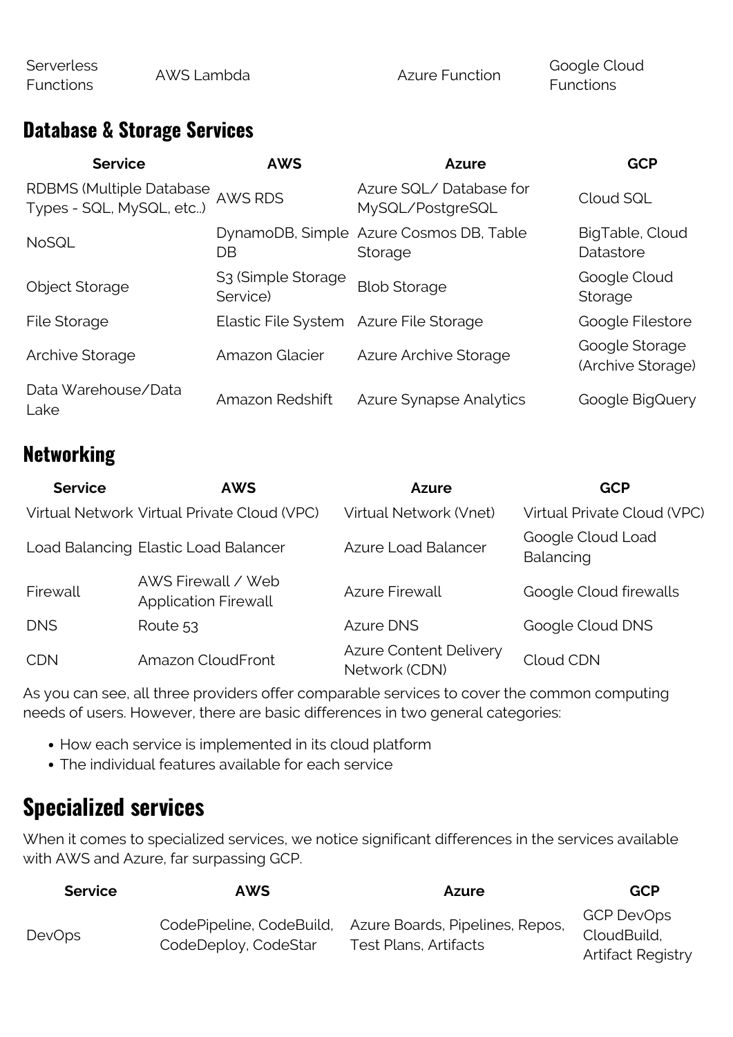| Serverless Functions | AWS Lambda | Azure Function | Google Cloud Functions |
|---|---|---|---|

## Database & Storage Services

| Service | AWS | Azure | GCP |
|---|---|---|---|
| RDBMS (Multiple Database Types - SQL, MySQL, etc..) | AWS RDS | Azure SQL/ Database for MySQL/PostgreSQL | Cloud SQL |
| NoSQL | DynamoDB, Simple DB | Azure Cosmos DB, Table Storage | BigTable, Cloud Datastore |
| Object Storage | S3 (Simple Storage Service) | Blob Storage | Google Cloud Storage |
| File Storage | Elastic File System | Azure File Storage | Google Filestore |
| Archive Storage | Amazon Glacier | Azure Archive Storage | Google Storage (Archive Storage) |
| Data Warehouse/Data Lake | Amazon Redshift | Azure Synapse Analytics | Google BigQuery |

## Networking

| Service | AWS | Azure | GCP |
|---|---|---|---|
| Virtual Network | Virtual Private Cloud (VPC) | Virtual Network (Vnet) | Virtual Private Cloud (VPC) |
| Load Balancing | Elastic Load Balancer | Azure Load Balancer | Google Cloud Load Balancing |
| Firewall | AWS Firewall / Web Application Firewall | Azure Firewall | Google Cloud firewalls |
| DNS | Route 53 | Azure DNS | Google Cloud DNS |
| CDN | Amazon CloudFront | Azure Content Delivery Network (CDN) | Cloud CDN |

As you can see, all three providers offer comparable services to cover the common computing needs of users. However, there are basic differences in two general categories:

- How each service is implemented in its cloud platform
- The individual features available for each service

## Specialized services

When it comes to specialized services, we notice significant differences in the services available with AWS and Azure, far surpassing GCP.

| Service | AWS | Azure | GCP |
|---|---|---|---|
| DevOps | CodePipeline, CodeBuild, CodeDeploy, CodeStar | Azure Boards, Pipelines, Repos, Test Plans, Artifacts | GCP DevOps CloudBuild, Artifact Registry |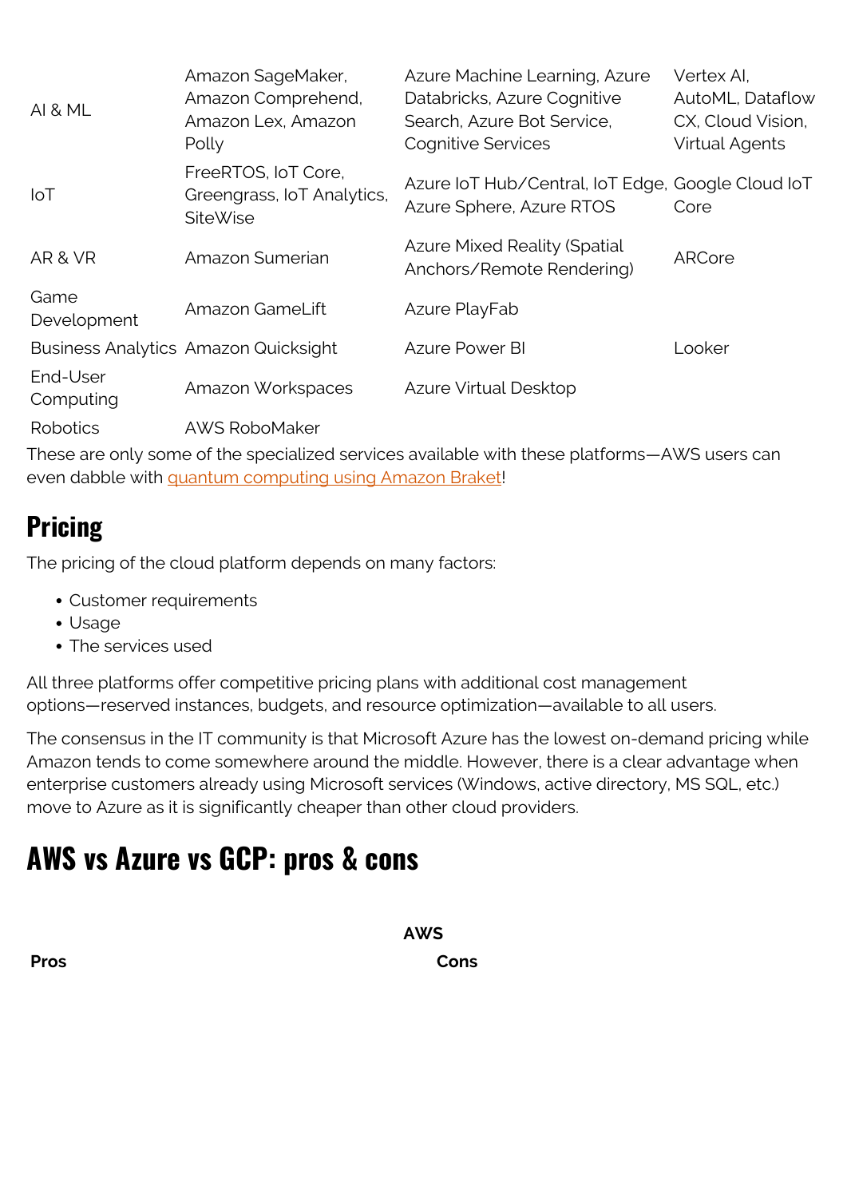| | | | |
|---|---|---|---|
| AI & ML | Amazon SageMaker, Amazon Comprehend, Amazon Lex, Amazon Polly | Azure Machine Learning, Azure Databricks, Azure Cognitive Search, Azure Bot Service, Cognitive Services | Vertex AI, AutoML, Dataflow CX, Cloud Vision, Virtual Agents |
| IoT | FreeRTOS, IoT Core, Greengrass, IoT Analytics, SiteWise | Azure IoT Hub/Central, IoT Edge, Azure Sphere, Azure RTOS | Google Cloud IoT Core |
| AR & VR | Amazon Sumerian | Azure Mixed Reality (Spatial Anchors/Remote Rendering) | ARCore |
| Game Development | Amazon GameLift | Azure PlayFab | |
| Business Analytics | Amazon Quicksight | Azure Power BI | Looker |
| End-User Computing | Amazon Workspaces | Azure Virtual Desktop | |
| Robotics | AWS RoboMaker | | |

These are only some of the specialized services available with these platforms—AWS users can even dabble with [quantum computing using Amazon Braket](#)!

## Pricing

The pricing of the cloud platform depends on many factors:

- Customer requirements
- Usage
- The services used

All three platforms offer competitive pricing plans with additional cost management options—reserved instances, budgets, and resource optimization—available to all users.

The consensus in the IT community is that Microsoft Azure has the lowest on-demand pricing while Amazon tends to come somewhere around the middle. However, there is a clear advantage when enterprise customers already using Microsoft services (Windows, active directory, MS SQL, etc.) move to Azure as it is significantly cheaper than other cloud providers.

# AWS vs Azure vs GCP: pros & cons

| AWS | |
|---|---|
| **Pros** | **Cons** |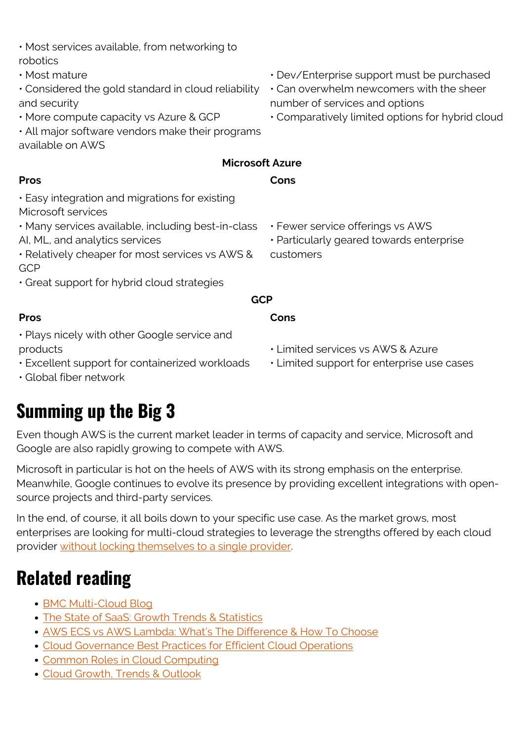| | |
|---|---|
| • Most services available, from networking to robotics<br>• Most mature<br>• Considered the gold standard in cloud reliability and security<br>• More compute capacity vs Azure & GCP<br>• All major software vendors make their programs available on AWS | • Dev/Enterprise support must be purchased<br>• Can overwhelm newcomers with the sheer number of services and options<br>• Comparatively limited options for hybrid cloud |

**Microsoft Azure**

| Pros | Cons |
|---|---|
| • Easy integration and migrations for existing Microsoft services<br>• Many services available, including best-in-class AI, ML, and analytics services<br>• Relatively cheaper for most services vs AWS & GCP<br>• Great support for hybrid cloud strategies | • Fewer service offerings vs AWS<br>• Particularly geared towards enterprise customers |

**GCP**

| Pros | Cons |
|---|---|
| • Plays nicely with other Google service and products<br>• Excellent support for containerized workloads<br>• Global fiber network | • Limited services vs AWS & Azure<br>• Limited support for enterprise use cases |

## Summing up the Big 3

Even though AWS is the current market leader in terms of capacity and service, Microsoft and Google are also rapidly growing to compete with AWS.

Microsoft in particular is hot on the heels of AWS with its strong emphasis on the enterprise. Meanwhile, Google continues to evolve its presence by providing excellent integrations with open-source projects and third-party services.

In the end, of course, it all boils down to your specific use case. As the market grows, most enterprises are looking for multi-cloud strategies to leverage the strengths offered by each cloud provider without locking themselves to a single provider.

## Related reading

- BMC Multi-Cloud Blog
- The State of SaaS: Growth Trends & Statistics
- AWS ECS vs AWS Lambda: What's The Difference & How To Choose
- Cloud Governance Best Practices for Efficient Cloud Operations
- Common Roles in Cloud Computing
- Cloud Growth, Trends & Outlook